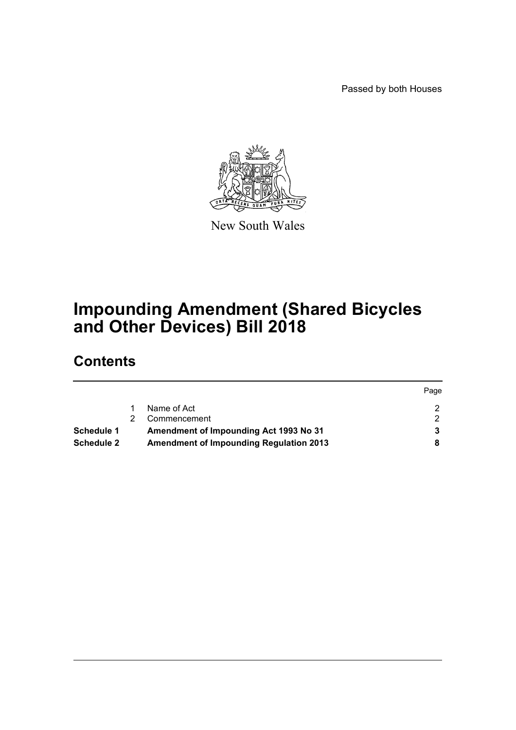Passed by both Houses

New South Wales

# Impounding Amendment (Shared Bicycles and Other Devices) Bill 2018

## Contents

| | | | Page |
|---|---|---|---|
| | 1 | Name of Act | 2 |
| | 2 | Commencement | 2 |
| **Schedule 1** | | **Amendment of Impounding Act 1993 No 31** | **3** |
| **Schedule 2** | | **Amendment of Impounding Regulation 2013** | **8** |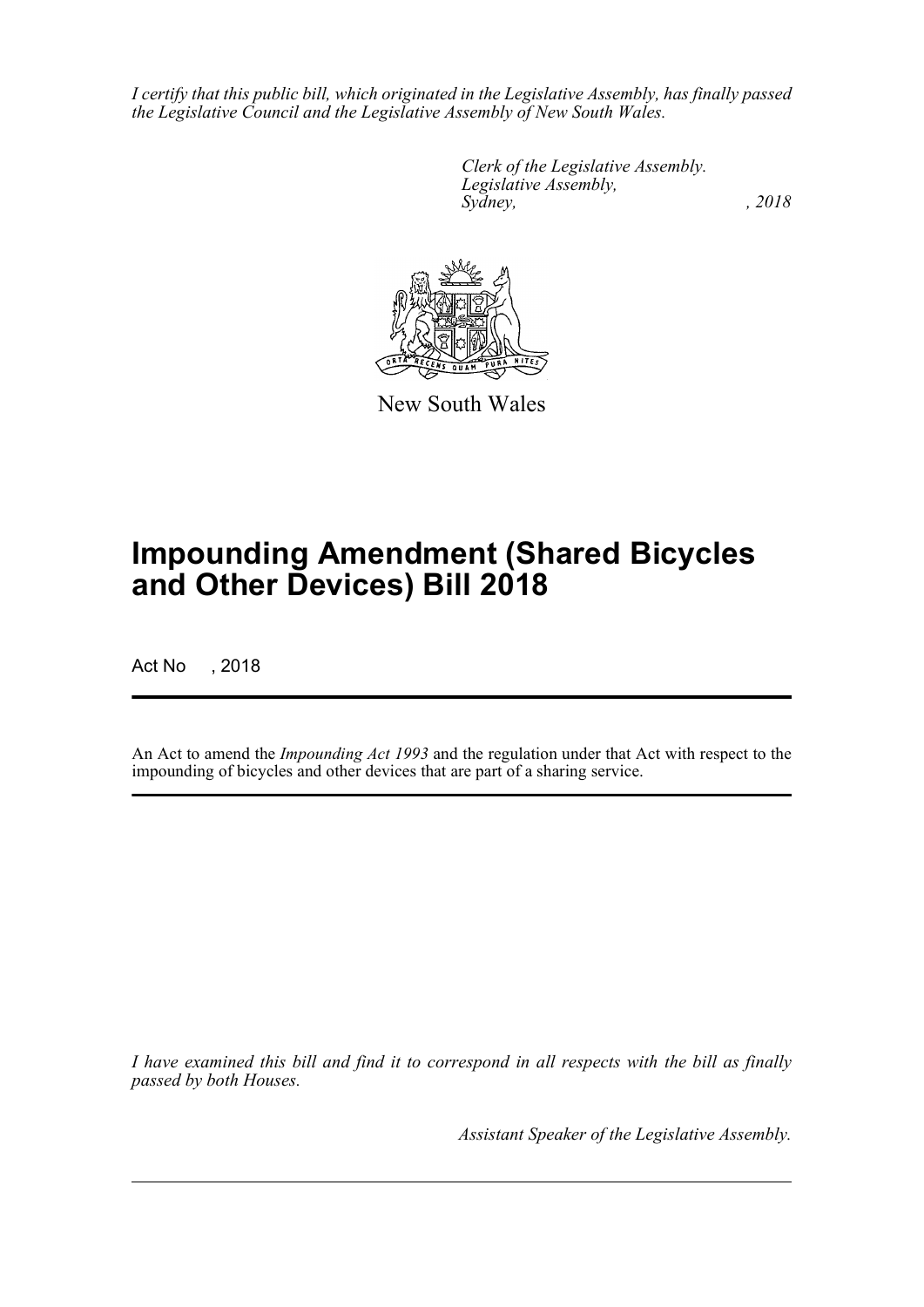*I certify that this public bill, which originated in the Legislative Assembly, has finally passed the Legislative Council and the Legislative Assembly of New South Wales.*

*Clerk of the Legislative Assembly.*
*Legislative Assembly,*
*Sydney, , 2018*

New South Wales

# Impounding Amendment (Shared Bicycles and Other Devices) Bill 2018

Act No , 2018

An Act to amend the *Impounding Act 1993* and the regulation under that Act with respect to the impounding of bicycles and other devices that are part of a sharing service.

*I have examined this bill and find it to correspond in all respects with the bill as finally passed by both Houses.*

*Assistant Speaker of the Legislative Assembly.*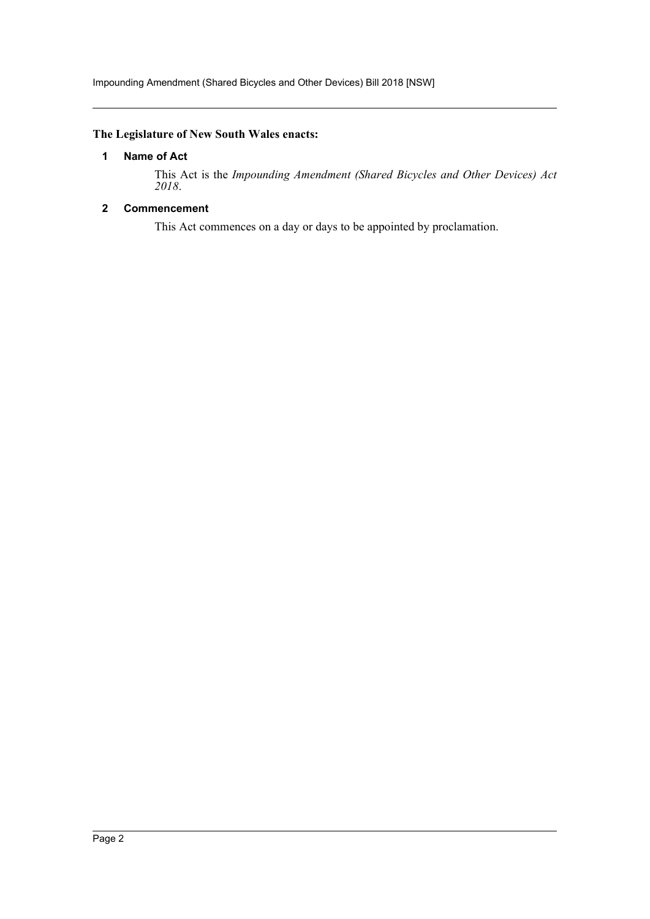**The Legislature of New South Wales enacts:**

## 1 Name of Act

This Act is the *Impounding Amendment (Shared Bicycles and Other Devices) Act 2018*.

## 2 Commencement

This Act commences on a day or days to be appointed by proclamation.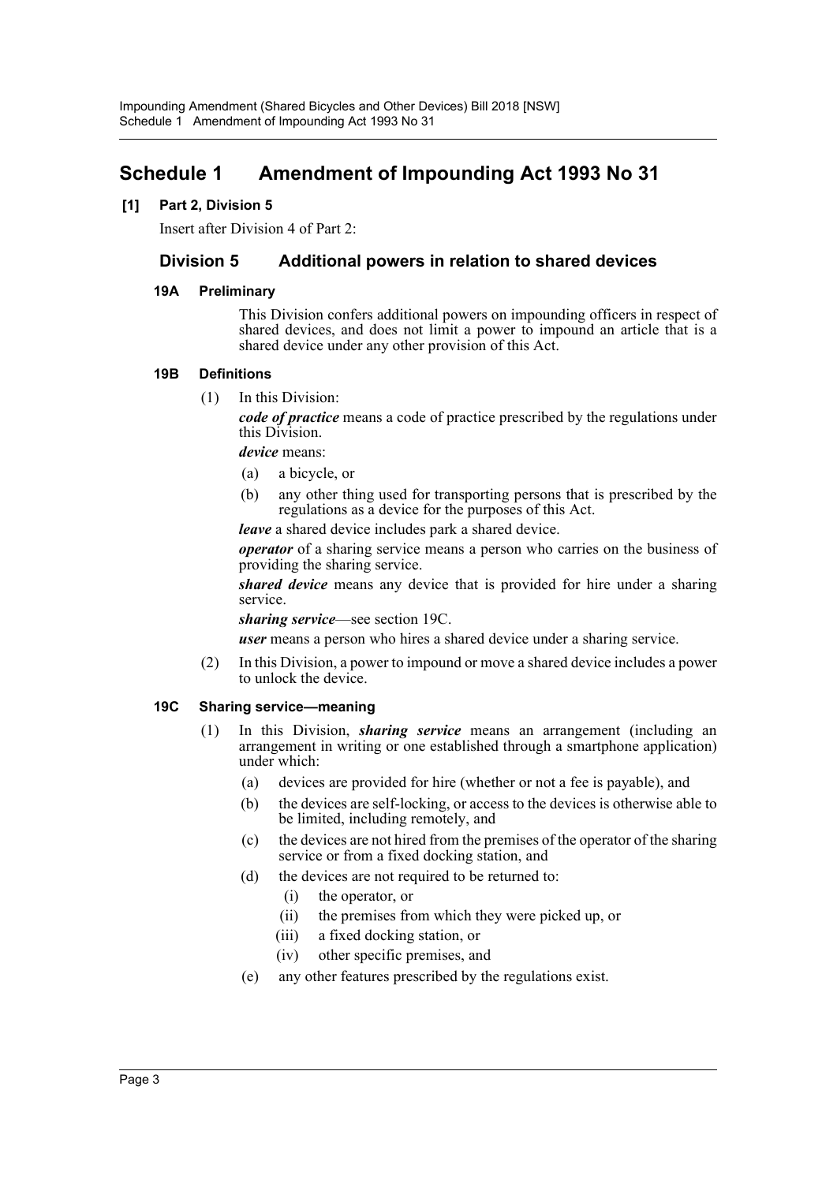# Schedule 1 Amendment of Impounding Act 1993 No 31

**[1] Part 2, Division 5**

Insert after Division 4 of Part 2:

## Division 5 Additional powers in relation to shared devices

### 19A Preliminary

This Division confers additional powers on impounding officers in respect of shared devices, and does not limit a power to impound an article that is a shared device under any other provision of this Act.

### 19B Definitions

(1) In this Division:

***code of practice*** means a code of practice prescribed by the regulations under this Division.

***device*** means:

- (a) a bicycle, or
- (b) any other thing used for transporting persons that is prescribed by the regulations as a device for the purposes of this Act.

***leave*** a shared device includes park a shared device.

***operator*** of a sharing service means a person who carries on the business of providing the sharing service.

***shared device*** means any device that is provided for hire under a sharing service.

***sharing service***—see section 19C.

***user*** means a person who hires a shared device under a sharing service.

(2) In this Division, a power to impound or move a shared device includes a power to unlock the device.

### 19C Sharing service—meaning

(1) In this Division, ***sharing service*** means an arrangement (including an arrangement in writing or one established through a smartphone application) under which:

- (a) devices are provided for hire (whether or not a fee is payable), and
- (b) the devices are self-locking, or access to the devices is otherwise able to be limited, including remotely, and
- (c) the devices are not hired from the premises of the operator of the sharing service or from a fixed docking station, and
- (d) the devices are not required to be returned to:
  - (i) the operator, or
  - (ii) the premises from which they were picked up, or
  - (iii) a fixed docking station, or
  - (iv) other specific premises, and
- (e) any other features prescribed by the regulations exist.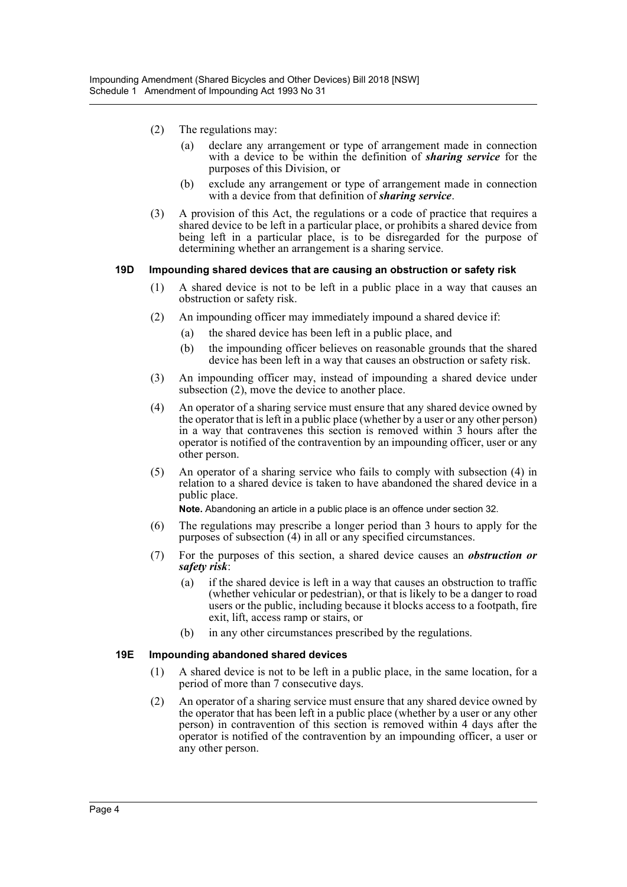(2) The regulations may:

(a) declare any arrangement or type of arrangement made in connection with a device to be within the definition of ***sharing service*** for the purposes of this Division, or

(b) exclude any arrangement or type of arrangement made in connection with a device from that definition of ***sharing service***.

(3) A provision of this Act, the regulations or a code of practice that requires a shared device to be left in a particular place, or prohibits a shared device from being left in a particular place, is to be disregarded for the purpose of determining whether an arrangement is a sharing service.

**19D Impounding shared devices that are causing an obstruction or safety risk**

(1) A shared device is not to be left in a public place in a way that causes an obstruction or safety risk.

(2) An impounding officer may immediately impound a shared device if:

(a) the shared device has been left in a public place, and

(b) the impounding officer believes on reasonable grounds that the shared device has been left in a way that causes an obstruction or safety risk.

(3) An impounding officer may, instead of impounding a shared device under subsection (2), move the device to another place.

(4) An operator of a sharing service must ensure that any shared device owned by the operator that is left in a public place (whether by a user or any other person) in a way that contravenes this section is removed within 3 hours after the operator is notified of the contravention by an impounding officer, user or any other person.

(5) An operator of a sharing service who fails to comply with subsection (4) in relation to a shared device is taken to have abandoned the shared device in a public place.

**Note.** Abandoning an article in a public place is an offence under section 32.

(6) The regulations may prescribe a longer period than 3 hours to apply for the purposes of subsection (4) in all or any specified circumstances.

(7) For the purposes of this section, a shared device causes an ***obstruction or safety risk***:

(a) if the shared device is left in a way that causes an obstruction to traffic (whether vehicular or pedestrian), or that is likely to be a danger to road users or the public, including because it blocks access to a footpath, fire exit, lift, access ramp or stairs, or

(b) in any other circumstances prescribed by the regulations.

**19E Impounding abandoned shared devices**

(1) A shared device is not to be left in a public place, in the same location, for a period of more than 7 consecutive days.

(2) An operator of a sharing service must ensure that any shared device owned by the operator that has been left in a public place (whether by a user or any other person) in contravention of this section is removed within 4 days after the operator is notified of the contravention by an impounding officer, a user or any other person.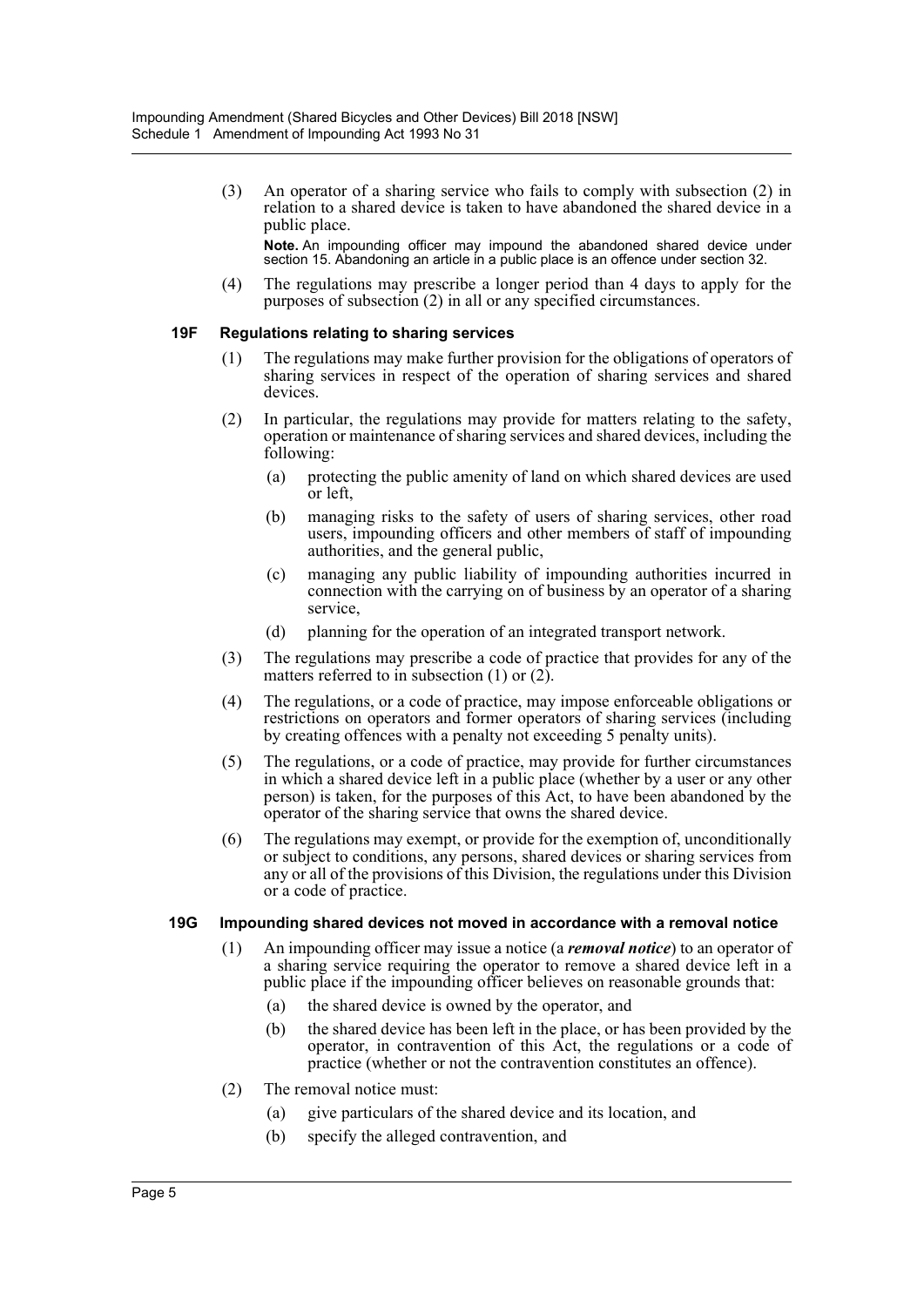(3) An operator of a sharing service who fails to comply with subsection (2) in relation to a shared device is taken to have abandoned the shared device in a public place.

**Note.** An impounding officer may impound the abandoned shared device under section 15. Abandoning an article in a public place is an offence under section 32.

(4) The regulations may prescribe a longer period than 4 days to apply for the purposes of subsection (2) in all or any specified circumstances.

### 19F Regulations relating to sharing services

(1) The regulations may make further provision for the obligations of operators of sharing services in respect of the operation of sharing services and shared devices.

(2) In particular, the regulations may provide for matters relating to the safety, operation or maintenance of sharing services and shared devices, including the following:

- (a) protecting the public amenity of land on which shared devices are used or left,
- (b) managing risks to the safety of users of sharing services, other road users, impounding officers and other members of staff of impounding authorities, and the general public,
- (c) managing any public liability of impounding authorities incurred in connection with the carrying on of business by an operator of a sharing service,
- (d) planning for the operation of an integrated transport network.

(3) The regulations may prescribe a code of practice that provides for any of the matters referred to in subsection (1) or (2).

(4) The regulations, or a code of practice, may impose enforceable obligations or restrictions on operators and former operators of sharing services (including by creating offences with a penalty not exceeding 5 penalty units).

(5) The regulations, or a code of practice, may provide for further circumstances in which a shared device left in a public place (whether by a user or any other person) is taken, for the purposes of this Act, to have been abandoned by the operator of the sharing service that owns the shared device.

(6) The regulations may exempt, or provide for the exemption of, unconditionally or subject to conditions, any persons, shared devices or sharing services from any or all of the provisions of this Division, the regulations under this Division or a code of practice.

### 19G Impounding shared devices not moved in accordance with a removal notice

(1) An impounding officer may issue a notice (a ***removal notice***) to an operator of a sharing service requiring the operator to remove a shared device left in a public place if the impounding officer believes on reasonable grounds that:

- (a) the shared device is owned by the operator, and
- (b) the shared device has been left in the place, or has been provided by the operator, in contravention of this Act, the regulations or a code of practice (whether or not the contravention constitutes an offence).

(2) The removal notice must:

- (a) give particulars of the shared device and its location, and
- (b) specify the alleged contravention, and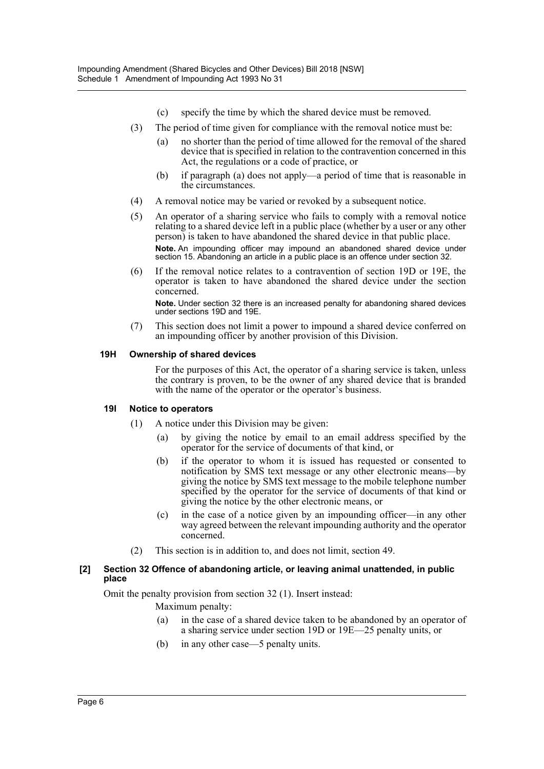(c) specify the time by which the shared device must be removed.

(3) The period of time given for compliance with the removal notice must be:

(a) no shorter than the period of time allowed for the removal of the shared device that is specified in relation to the contravention concerned in this Act, the regulations or a code of practice, or

(b) if paragraph (a) does not apply—a period of time that is reasonable in the circumstances.

(4) A removal notice may be varied or revoked by a subsequent notice.

(5) An operator of a sharing service who fails to comply with a removal notice relating to a shared device left in a public place (whether by a user or any other person) is taken to have abandoned the shared device in that public place.

**Note.** An impounding officer may impound an abandoned shared device under section 15. Abandoning an article in a public place is an offence under section 32.

(6) If the removal notice relates to a contravention of section 19D or 19E, the operator is taken to have abandoned the shared device under the section concerned.

**Note.** Under section 32 there is an increased penalty for abandoning shared devices under sections 19D and 19E.

(7) This section does not limit a power to impound a shared device conferred on an impounding officer by another provision of this Division.

**19H Ownership of shared devices**

For the purposes of this Act, the operator of a sharing service is taken, unless the contrary is proven, to be the owner of any shared device that is branded with the name of the operator or the operator's business.

**19I Notice to operators**

(1) A notice under this Division may be given:

(a) by giving the notice by email to an email address specified by the operator for the service of documents of that kind, or

(b) if the operator to whom it is issued has requested or consented to notification by SMS text message or any other electronic means—by giving the notice by SMS text message to the mobile telephone number specified by the operator for the service of documents of that kind or giving the notice by the other electronic means, or

(c) in the case of a notice given by an impounding officer—in any other way agreed between the relevant impounding authority and the operator concerned.

(2) This section is in addition to, and does not limit, section 49.

**[2] Section 32 Offence of abandoning article, or leaving animal unattended, in public place**

Omit the penalty provision from section 32 (1). Insert instead:

Maximum penalty:

(a) in the case of a shared device taken to be abandoned by an operator of a sharing service under section 19D or 19E—25 penalty units, or

(b) in any other case—5 penalty units.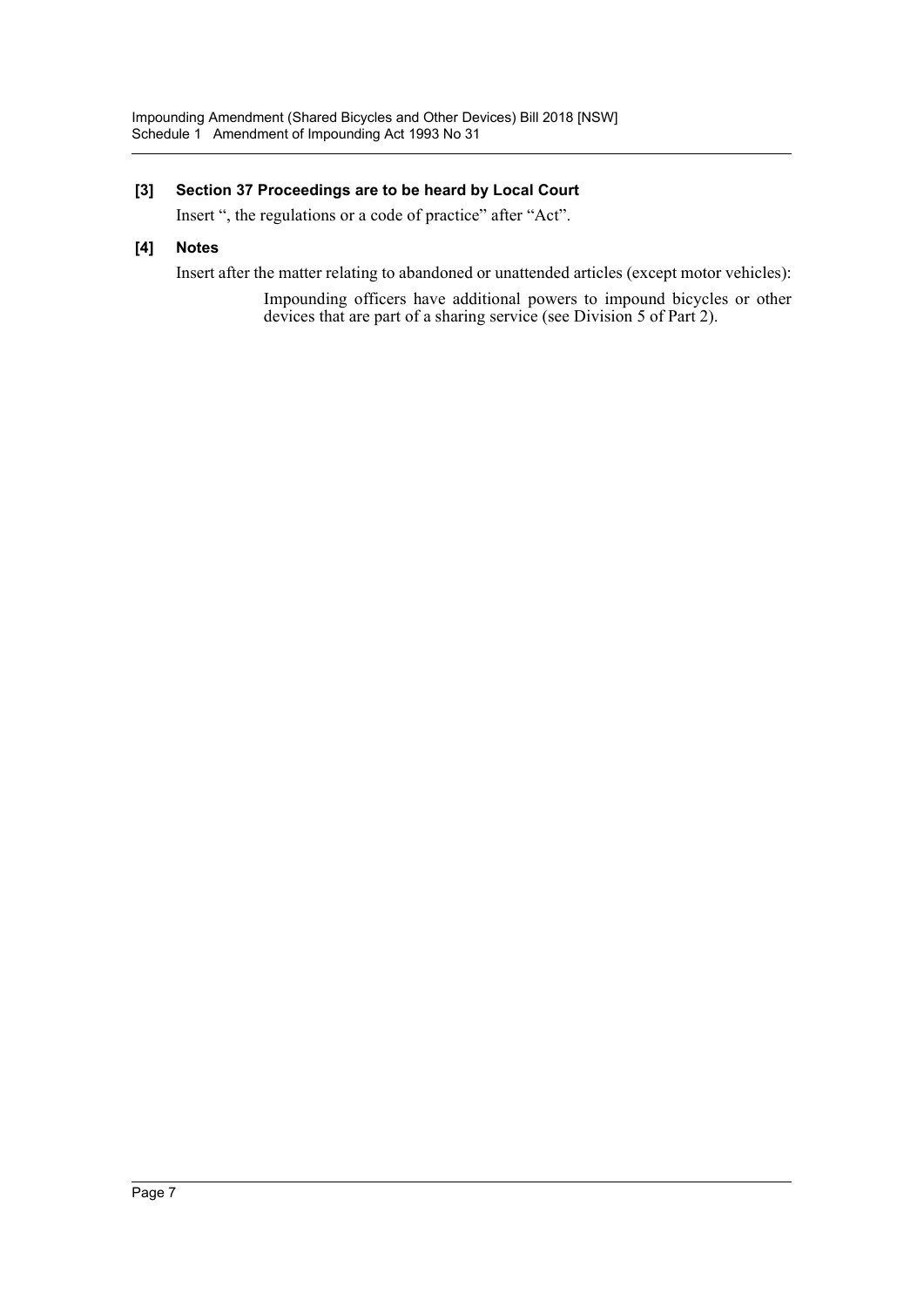**[3] Section 37 Proceedings are to be heard by Local Court**

Insert ", the regulations or a code of practice" after "Act".

**[4] Notes**

Insert after the matter relating to abandoned or unattended articles (except motor vehicles):

> Impounding officers have additional powers to impound bicycles or other devices that are part of a sharing service (see Division 5 of Part 2).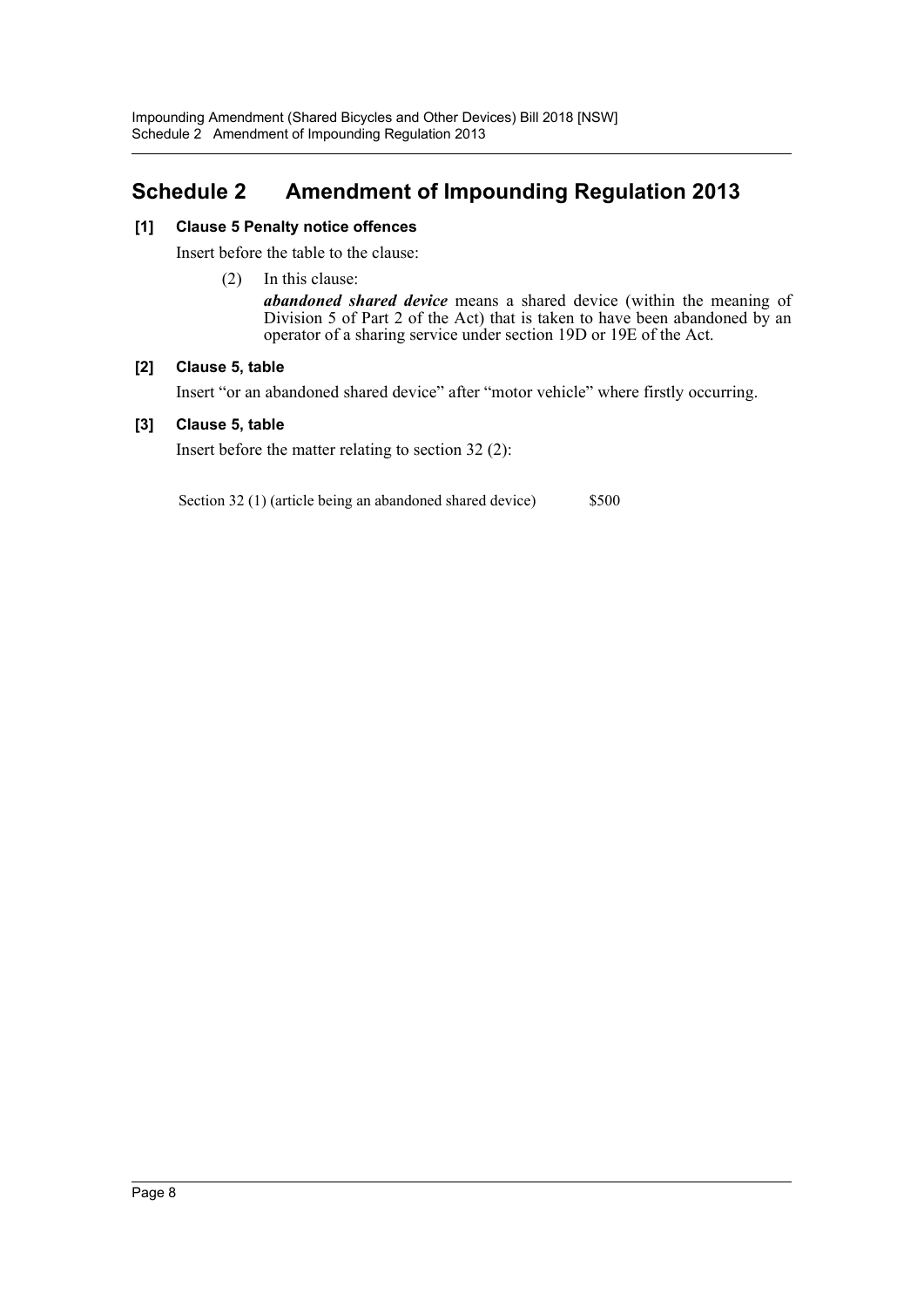# Schedule 2 Amendment of Impounding Regulation 2013

### [1] Clause 5 Penalty notice offences

Insert before the table to the clause:

(2) In this clause:

***abandoned shared device*** means a shared device (within the meaning of Division 5 of Part 2 of the Act) that is taken to have been abandoned by an operator of a sharing service under section 19D or 19E of the Act.

### [2] Clause 5, table

Insert "or an abandoned shared device" after "motor vehicle" where firstly occurring.

### [3] Clause 5, table

Insert before the matter relating to section 32 (2):

| | |
|---|---|
| Section 32 (1) (article being an abandoned shared device) | \$500 |